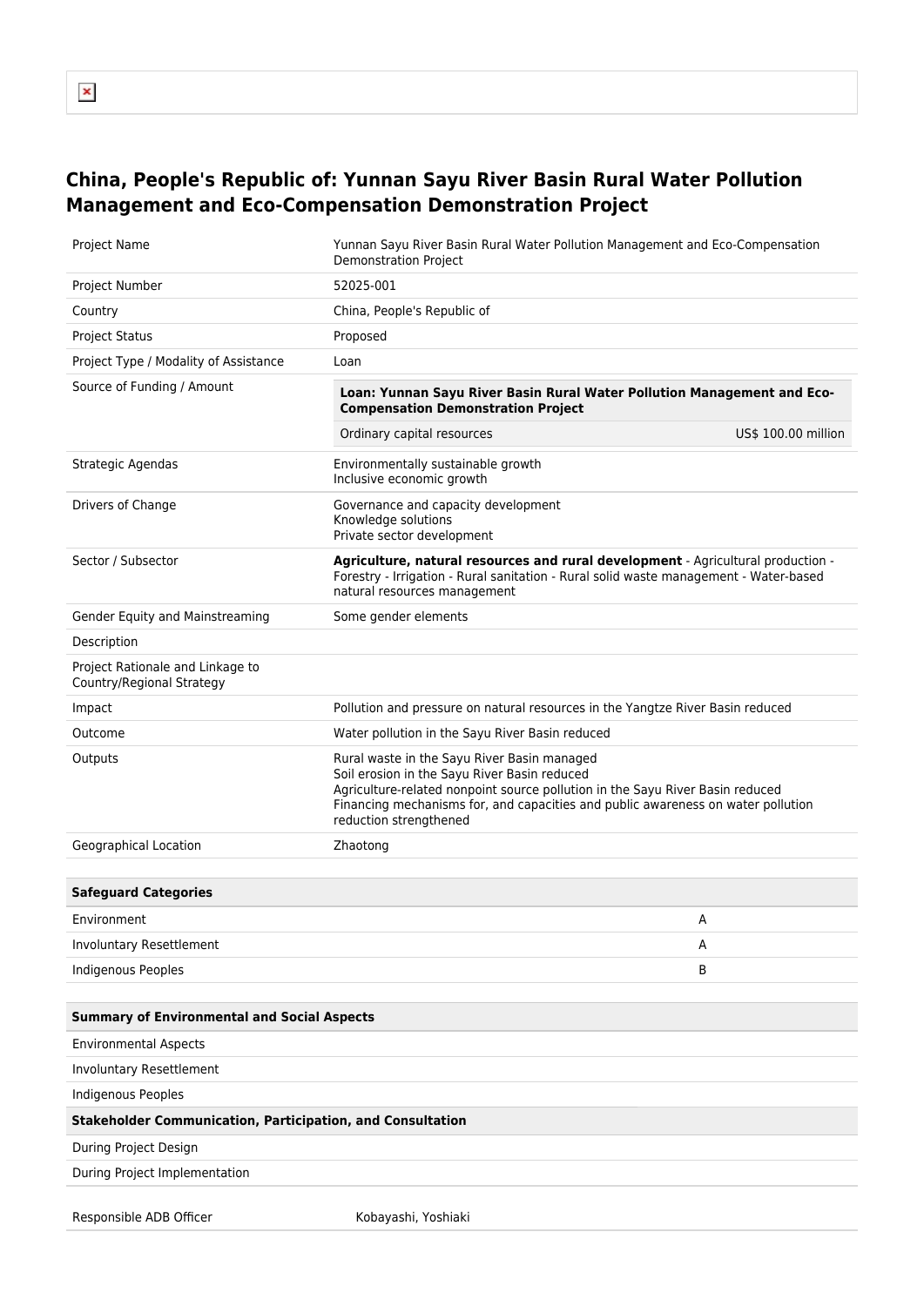# China, People's Republic of: Yunnan Sayu River Basin Rural Water Pollution Management and Eco-Compensation Demonstration Project

| | |
|---|---|
| Project Name | Yunnan Sayu River Basin Rural Water Pollution Management and Eco-Compensation Demonstration Project |
| Project Number | 52025-001 |
| Country | China, People's Republic of |
| Project Status | Proposed |
| Project Type / Modality of Assistance | Loan |
| Source of Funding / Amount | **Loan: Yunnan Sayu River Basin Rural Water Pollution Management and Eco-Compensation Demonstration Project**<br>Ordinary capital resources — US$ 100.00 million |
| Strategic Agendas | Environmentally sustainable growth<br>Inclusive economic growth |
| Drivers of Change | Governance and capacity development<br>Knowledge solutions<br>Private sector development |
| Sector / Subsector | **Agriculture, natural resources and rural development** - Agricultural production - Forestry - Irrigation - Rural sanitation - Rural solid waste management - Water-based natural resources management |
| Gender Equity and Mainstreaming | Some gender elements |
| Description | |
| Project Rationale and Linkage to Country/Regional Strategy | |
| Impact | Pollution and pressure on natural resources in the Yangtze River Basin reduced |
| Outcome | Water pollution in the Sayu River Basin reduced |
| Outputs | Rural waste in the Sayu River Basin managed<br>Soil erosion in the Sayu River Basin reduced<br>Agriculture-related nonpoint source pollution in the Sayu River Basin reduced<br>Financing mechanisms for, and capacities and public awareness on water pollution reduction strengthened |
| Geographical Location | Zhaotong |

| Safeguard Categories | |
|---|---|
| Environment | A |
| Involuntary Resettlement | A |
| Indigenous Peoples | B |

| Summary of Environmental and Social Aspects |
|---|
| Environmental Aspects |
| Involuntary Resettlement |
| Indigenous Peoples |
| **Stakeholder Communication, Participation, and Consultation** |
| During Project Design |
| During Project Implementation |

| | |
|---|---|
| Responsible ADB Officer | Kobayashi, Yoshiaki |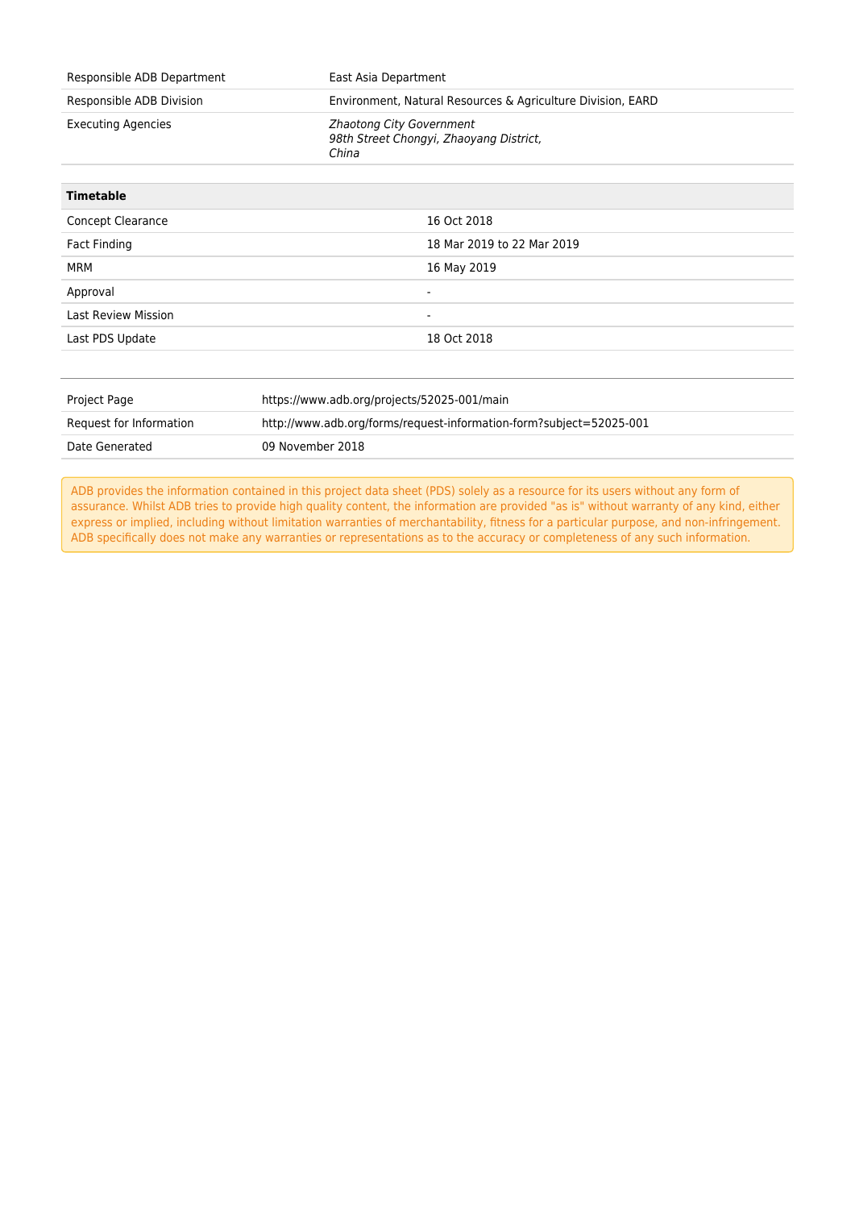| | |
|---|---|
| Responsible ADB Department | East Asia Department |
| Responsible ADB Division | Environment, Natural Resources & Agriculture Division, EARD |
| Executing Agencies | *Zhaotong City Government*<br>*98th Street Chongyi, Zhaoyang District,*<br>*China* |

| **Timetable** | |
|---|---|
| Concept Clearance | 16 Oct 2018 |
| Fact Finding | 18 Mar 2019 to 22 Mar 2019 |
| MRM | 16 May 2019 |
| Approval | - |
| Last Review Mission | - |
| Last PDS Update | 18 Oct 2018 |

| | |
|---|---|
| Project Page | https://www.adb.org/projects/52025-001/main |
| Request for Information | http://www.adb.org/forms/request-information-form?subject=52025-001 |
| Date Generated | 09 November 2018 |

ADB provides the information contained in this project data sheet (PDS) solely as a resource for its users without any form of assurance. Whilst ADB tries to provide high quality content, the information are provided "as is" without warranty of any kind, either express or implied, including without limitation warranties of merchantability, fitness for a particular purpose, and non-infringement. ADB specifically does not make any warranties or representations as to the accuracy or completeness of any such information.